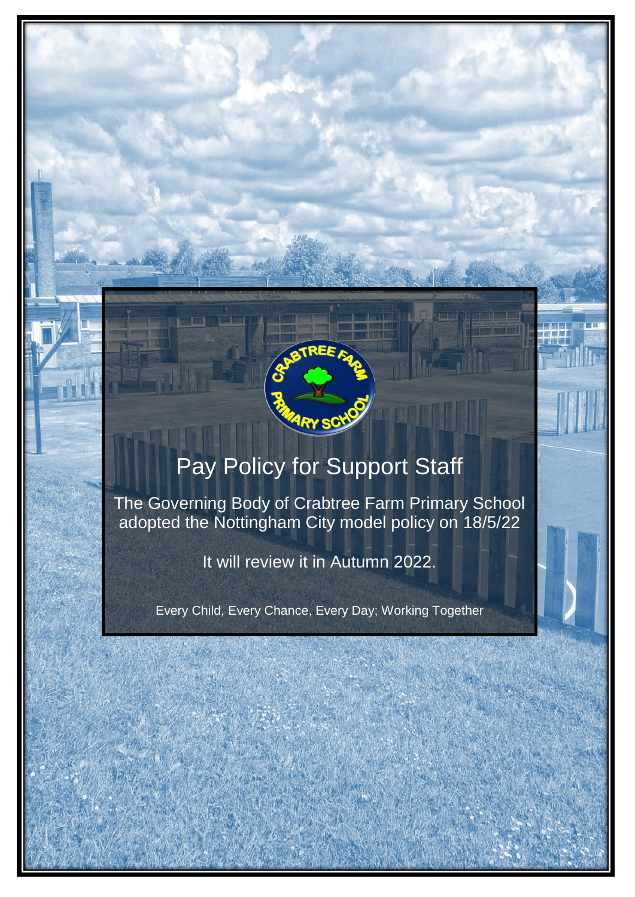# Pay Policy for Support Staff

The Governing Body of Crabtree Farm Primary School adopted the Nottingham City model policy on 18/5/22

It will review it in Autumn 2022.

Every Child, Every Chance, Every Day; Working Together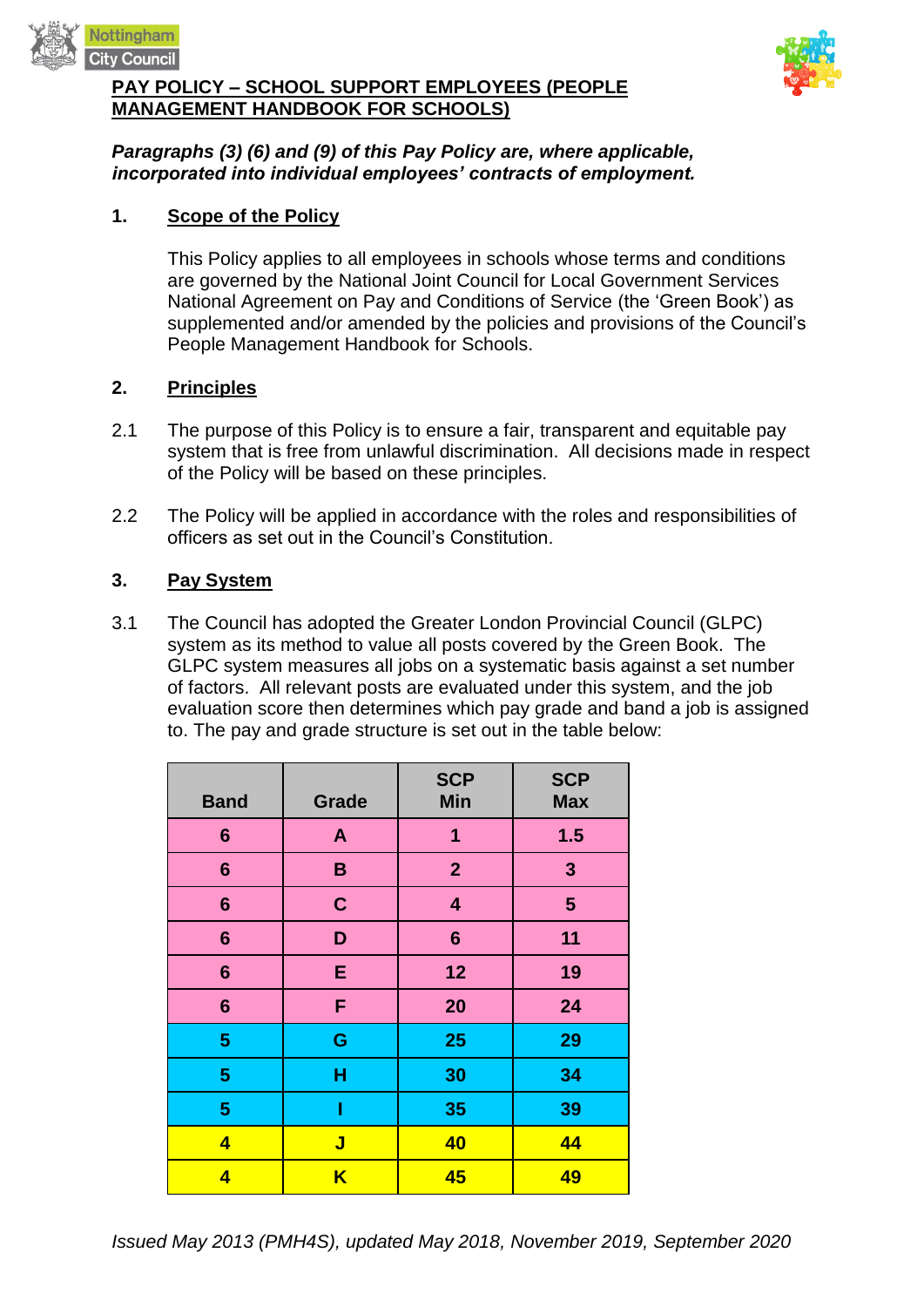**PAY POLICY – SCHOOL SUPPORT EMPLOYEES (PEOPLE MANAGEMENT HANDBOOK FOR SCHOOLS)**

***Paragraphs (3) (6) and (9) of this Pay Policy are, where applicable, incorporated into individual employees' contracts of employment.***

## 1. Scope of the Policy

This Policy applies to all employees in schools whose terms and conditions are governed by the National Joint Council for Local Government Services National Agreement on Pay and Conditions of Service (the 'Green Book') as supplemented and/or amended by the policies and provisions of the Council's People Management Handbook for Schools.

## 2. Principles

2.1 The purpose of this Policy is to ensure a fair, transparent and equitable pay system that is free from unlawful discrimination. All decisions made in respect of the Policy will be based on these principles.

2.2 The Policy will be applied in accordance with the roles and responsibilities of officers as set out in the Council's Constitution.

## 3. Pay System

3.1 The Council has adopted the Greater London Provincial Council (GLPC) system as its method to value all posts covered by the Green Book. The GLPC system measures all jobs on a systematic basis against a set number of factors. All relevant posts are evaluated under this system, and the job evaluation score then determines which pay grade and band a job is assigned to. The pay and grade structure is set out in the table below:

| Band | Grade | SCP Min | SCP Max |
|---|---|---|---|
| 6 | A | 1 | 1.5 |
| 6 | B | 2 | 3 |
| 6 | C | 4 | 5 |
| 6 | D | 6 | 11 |
| 6 | E | 12 | 19 |
| 6 | F | 20 | 24 |
| 5 | G | 25 | 29 |
| 5 | H | 30 | 34 |
| 5 | I | 35 | 39 |
| 4 | J | 40 | 44 |
| 4 | K | 45 | 49 |

*Issued May 2013 (PMH4S), updated May 2018, November 2019, September 2020*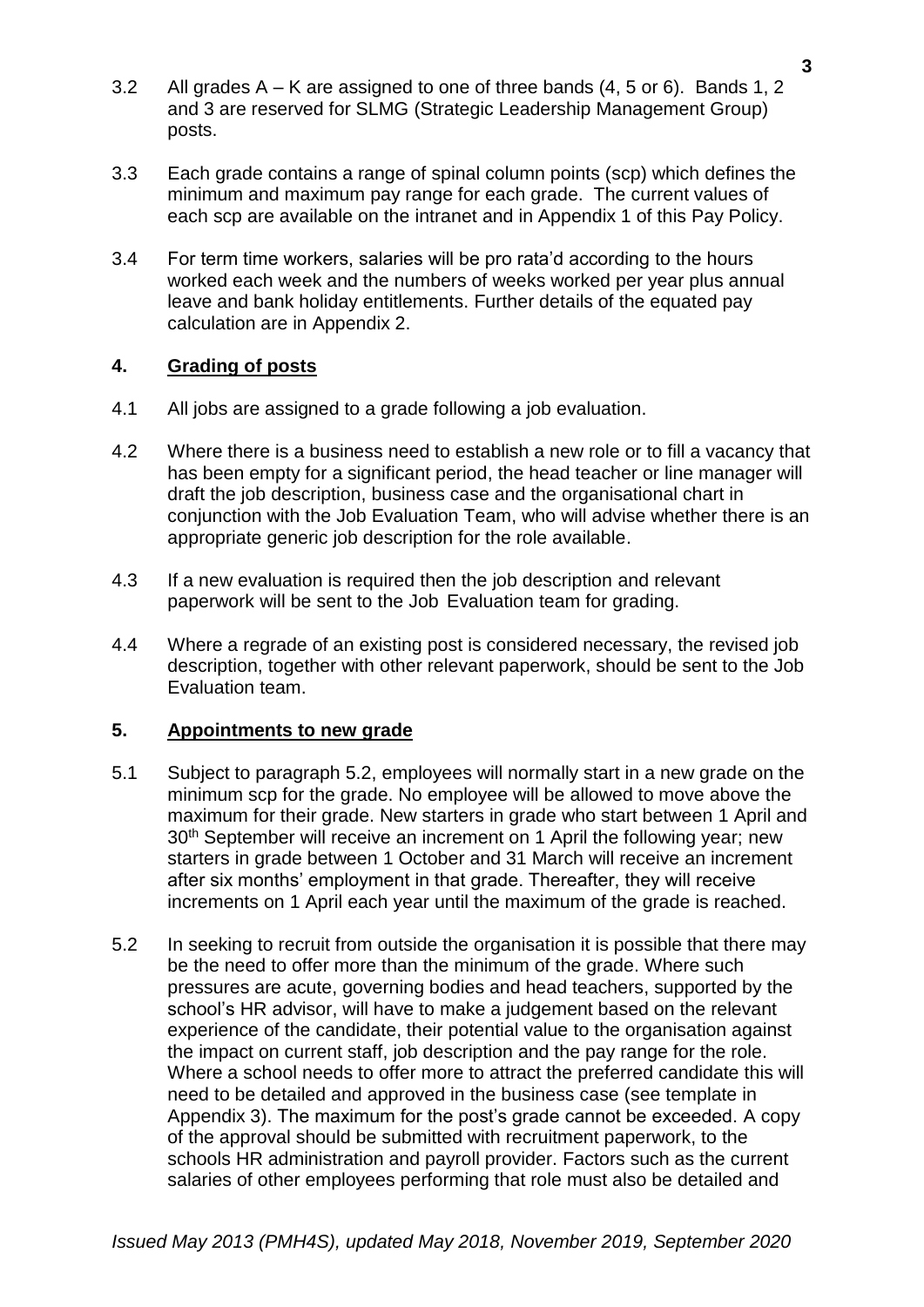3.2 All grades A – K are assigned to one of three bands (4, 5 or 6). Bands 1, 2 and 3 are reserved for SLMG (Strategic Leadership Management Group) posts.

3.3 Each grade contains a range of spinal column points (scp) which defines the minimum and maximum pay range for each grade. The current values of each scp are available on the intranet and in Appendix 1 of this Pay Policy.

3.4 For term time workers, salaries will be pro rata'd according to the hours worked each week and the numbers of weeks worked per year plus annual leave and bank holiday entitlements. Further details of the equated pay calculation are in Appendix 2.

## 4. Grading of posts

4.1 All jobs are assigned to a grade following a job evaluation.

4.2 Where there is a business need to establish a new role or to fill a vacancy that has been empty for a significant period, the head teacher or line manager will draft the job description, business case and the organisational chart in conjunction with the Job Evaluation Team, who will advise whether there is an appropriate generic job description for the role available.

4.3 If a new evaluation is required then the job description and relevant paperwork will be sent to the Job Evaluation team for grading.

4.4 Where a regrade of an existing post is considered necessary, the revised job description, together with other relevant paperwork, should be sent to the Job Evaluation team.

## 5. Appointments to new grade

5.1 Subject to paragraph 5.2, employees will normally start in a new grade on the minimum scp for the grade. No employee will be allowed to move above the maximum for their grade. New starters in grade who start between 1 April and 30th September will receive an increment on 1 April the following year; new starters in grade between 1 October and 31 March will receive an increment after six months' employment in that grade. Thereafter, they will receive increments on 1 April each year until the maximum of the grade is reached.

5.2 In seeking to recruit from outside the organisation it is possible that there may be the need to offer more than the minimum of the grade. Where such pressures are acute, governing bodies and head teachers, supported by the school's HR advisor, will have to make a judgement based on the relevant experience of the candidate, their potential value to the organisation against the impact on current staff, job description and the pay range for the role. Where a school needs to offer more to attract the preferred candidate this will need to be detailed and approved in the business case (see template in Appendix 3). The maximum for the post's grade cannot be exceeded. A copy of the approval should be submitted with recruitment paperwork, to the schools HR administration and payroll provider. Factors such as the current salaries of other employees performing that role must also be detailed and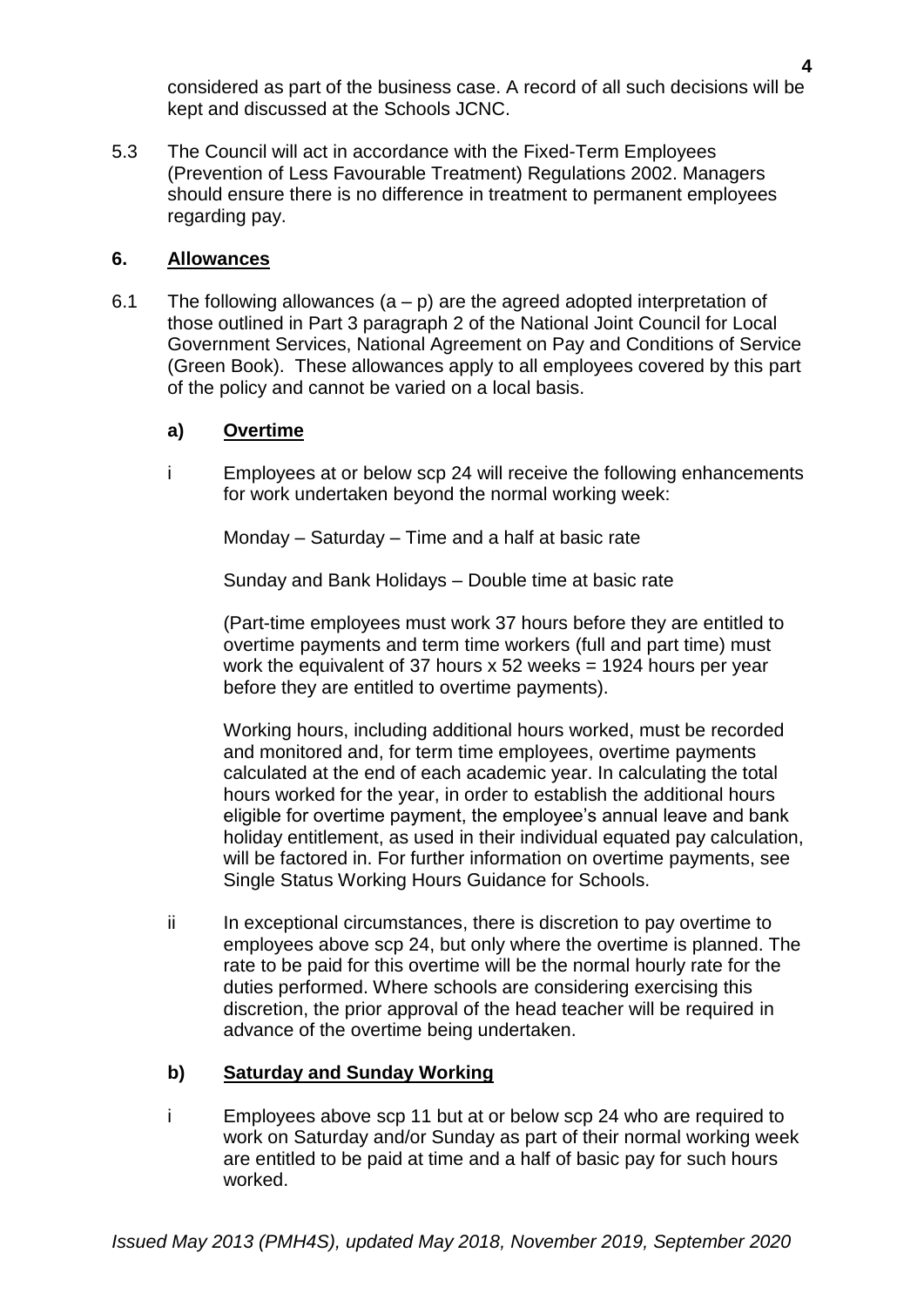considered as part of the business case. A record of all such decisions will be kept and discussed at the Schools JCNC.

5.3 The Council will act in accordance with the Fixed-Term Employees (Prevention of Less Favourable Treatment) Regulations 2002. Managers should ensure there is no difference in treatment to permanent employees regarding pay.

## 6. Allowances

6.1 The following allowances (a – p) are the agreed adopted interpretation of those outlined in Part 3 paragraph 2 of the National Joint Council for Local Government Services, National Agreement on Pay and Conditions of Service (Green Book). These allowances apply to all employees covered by this part of the policy and cannot be varied on a local basis.

### a) Overtime

i Employees at or below scp 24 will receive the following enhancements for work undertaken beyond the normal working week:

Monday – Saturday – Time and a half at basic rate

Sunday and Bank Holidays – Double time at basic rate

(Part-time employees must work 37 hours before they are entitled to overtime payments and term time workers (full and part time) must work the equivalent of 37 hours x 52 weeks = 1924 hours per year before they are entitled to overtime payments).

Working hours, including additional hours worked, must be recorded and monitored and, for term time employees, overtime payments calculated at the end of each academic year. In calculating the total hours worked for the year, in order to establish the additional hours eligible for overtime payment, the employee's annual leave and bank holiday entitlement, as used in their individual equated pay calculation, will be factored in. For further information on overtime payments, see Single Status Working Hours Guidance for Schools.

ii In exceptional circumstances, there is discretion to pay overtime to employees above scp 24, but only where the overtime is planned. The rate to be paid for this overtime will be the normal hourly rate for the duties performed. Where schools are considering exercising this discretion, the prior approval of the head teacher will be required in advance of the overtime being undertaken.

### b) Saturday and Sunday Working

i Employees above scp 11 but at or below scp 24 who are required to work on Saturday and/or Sunday as part of their normal working week are entitled to be paid at time and a half of basic pay for such hours worked.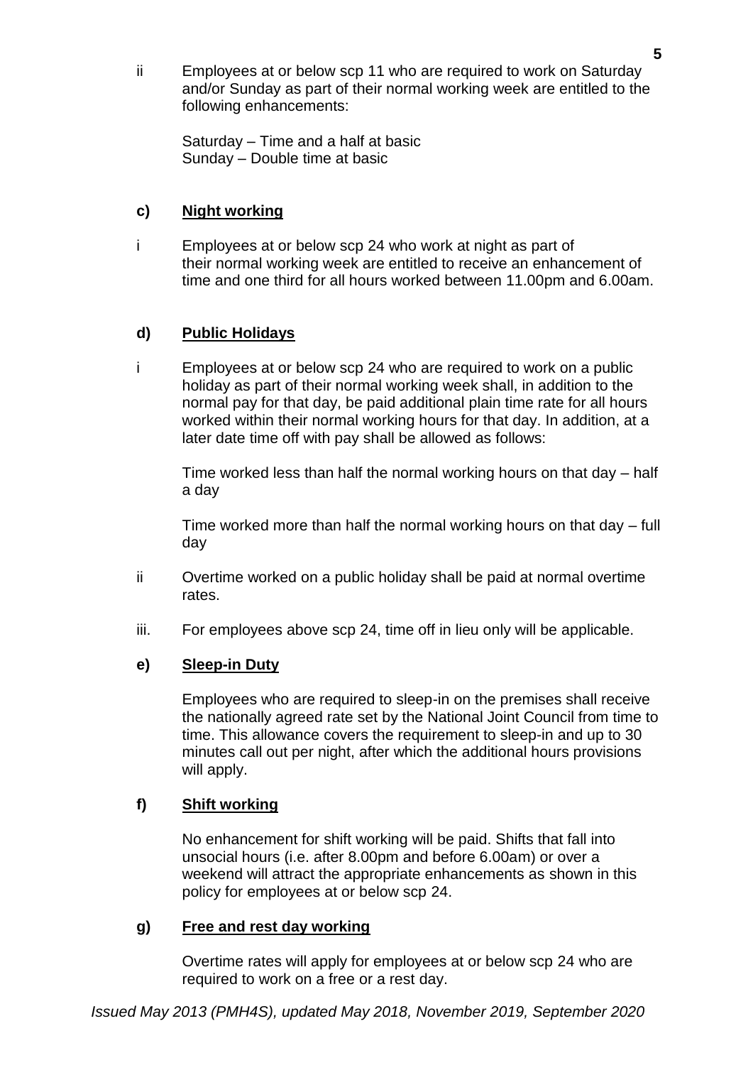ii Employees at or below scp 11 who are required to work on Saturday and/or Sunday as part of their normal working week are entitled to the following enhancements:

Saturday – Time and a half at basic
Sunday – Double time at basic

### c) Night working

i Employees at or below scp 24 who work at night as part of their normal working week are entitled to receive an enhancement of time and one third for all hours worked between 11.00pm and 6.00am.

### d) Public Holidays

i Employees at or below scp 24 who are required to work on a public holiday as part of their normal working week shall, in addition to the normal pay for that day, be paid additional plain time rate for all hours worked within their normal working hours for that day. In addition, at a later date time off with pay shall be allowed as follows:

Time worked less than half the normal working hours on that day – half a day

Time worked more than half the normal working hours on that day – full day

ii Overtime worked on a public holiday shall be paid at normal overtime rates.

iii. For employees above scp 24, time off in lieu only will be applicable.

### e) Sleep-in Duty

Employees who are required to sleep-in on the premises shall receive the nationally agreed rate set by the National Joint Council from time to time. This allowance covers the requirement to sleep-in and up to 30 minutes call out per night, after which the additional hours provisions will apply.

### f) Shift working

No enhancement for shift working will be paid. Shifts that fall into unsocial hours (i.e. after 8.00pm and before 6.00am) or over a weekend will attract the appropriate enhancements as shown in this policy for employees at or below scp 24.

### g) Free and rest day working

Overtime rates will apply for employees at or below scp 24 who are required to work on a free or a rest day.

*Issued May 2013 (PMH4S), updated May 2018, November 2019, September 2020*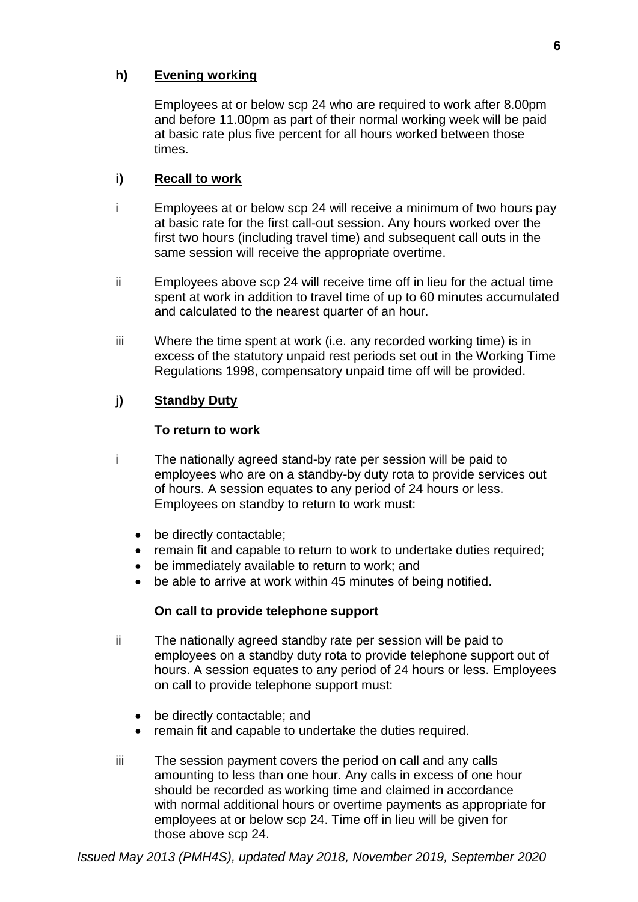### h) Evening working

Employees at or below scp 24 who are required to work after 8.00pm and before 11.00pm as part of their normal working week will be paid at basic rate plus five percent for all hours worked between those times.

### i) Recall to work

i Employees at or below scp 24 will receive a minimum of two hours pay at basic rate for the first call-out session. Any hours worked over the first two hours (including travel time) and subsequent call outs in the same session will receive the appropriate overtime.

ii Employees above scp 24 will receive time off in lieu for the actual time spent at work in addition to travel time of up to 60 minutes accumulated and calculated to the nearest quarter of an hour.

iii Where the time spent at work (i.e. any recorded working time) is in excess of the statutory unpaid rest periods set out in the Working Time Regulations 1998, compensatory unpaid time off will be provided.

### j) Standby Duty

**To return to work**

i The nationally agreed stand-by rate per session will be paid to employees who are on a standby-by duty rota to provide services out of hours. A session equates to any period of 24 hours or less. Employees on standby to return to work must:

- be directly contactable;
- remain fit and capable to return to work to undertake duties required;
- be immediately available to return to work; and
- be able to arrive at work within 45 minutes of being notified.

**On call to provide telephone support**

ii The nationally agreed standby rate per session will be paid to employees on a standby duty rota to provide telephone support out of hours. A session equates to any period of 24 hours or less. Employees on call to provide telephone support must:

- be directly contactable; and
- remain fit and capable to undertake the duties required.

iii The session payment covers the period on call and any calls amounting to less than one hour. Any calls in excess of one hour should be recorded as working time and claimed in accordance with normal additional hours or overtime payments as appropriate for employees at or below scp 24. Time off in lieu will be given for those above scp 24.

*Issued May 2013 (PMH4S), updated May 2018, November 2019, September 2020*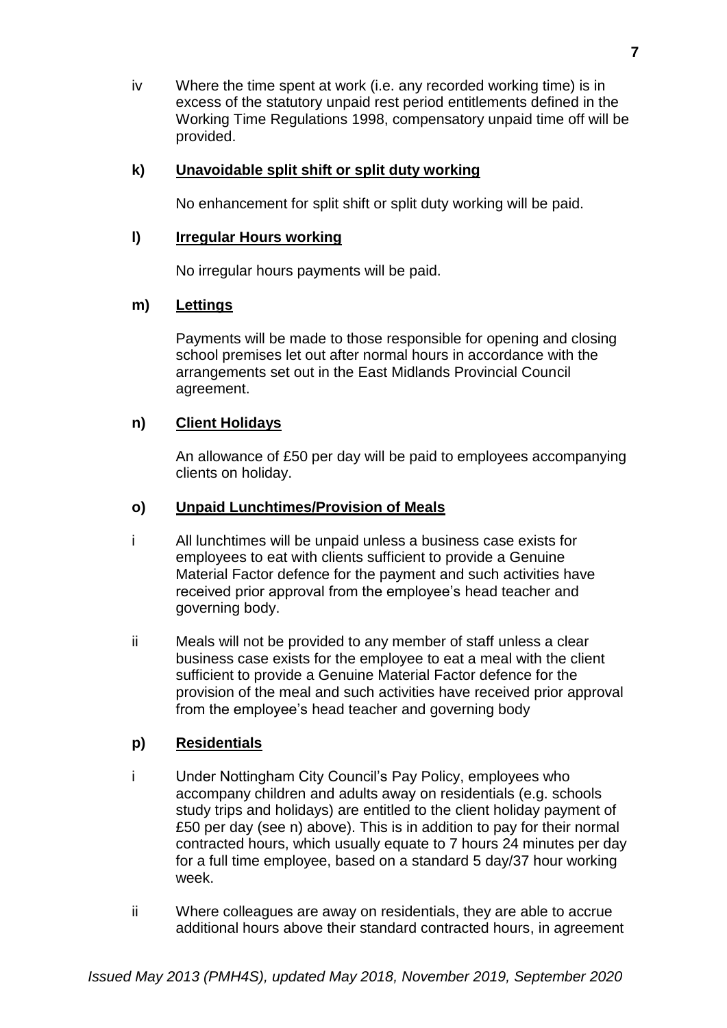iv Where the time spent at work (i.e. any recorded working time) is in excess of the statutory unpaid rest period entitlements defined in the Working Time Regulations 1998, compensatory unpaid time off will be provided.

**k) Unavoidable split shift or split duty working**

No enhancement for split shift or split duty working will be paid.

**l) Irregular Hours working**

No irregular hours payments will be paid.

**m) Lettings**

Payments will be made to those responsible for opening and closing school premises let out after normal hours in accordance with the arrangements set out in the East Midlands Provincial Council agreement.

**n) Client Holidays**

An allowance of £50 per day will be paid to employees accompanying clients on holiday.

**o) Unpaid Lunchtimes/Provision of Meals**

i All lunchtimes will be unpaid unless a business case exists for employees to eat with clients sufficient to provide a Genuine Material Factor defence for the payment and such activities have received prior approval from the employee's head teacher and governing body.

ii Meals will not be provided to any member of staff unless a clear business case exists for the employee to eat a meal with the client sufficient to provide a Genuine Material Factor defence for the provision of the meal and such activities have received prior approval from the employee's head teacher and governing body

**p) Residentials**

i Under Nottingham City Council's Pay Policy, employees who accompany children and adults away on residentials (e.g. schools study trips and holidays) are entitled to the client holiday payment of £50 per day (see n) above). This is in addition to pay for their normal contracted hours, which usually equate to 7 hours 24 minutes per day for a full time employee, based on a standard 5 day/37 hour working week.

ii Where colleagues are away on residentials, they are able to accrue additional hours above their standard contracted hours, in agreement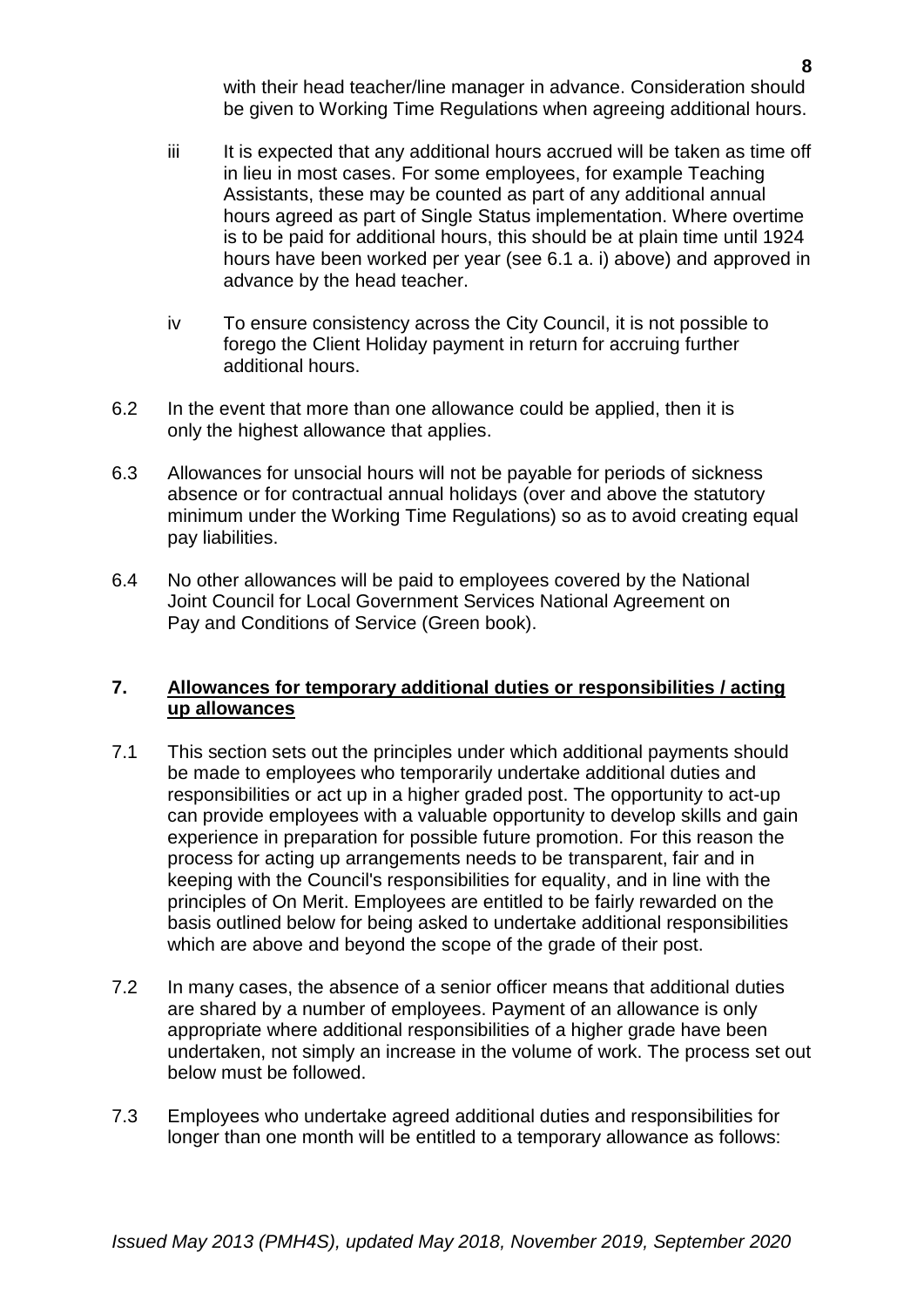with their head teacher/line manager in advance. Consideration should be given to Working Time Regulations when agreeing additional hours.

iii It is expected that any additional hours accrued will be taken as time off in lieu in most cases. For some employees, for example Teaching Assistants, these may be counted as part of any additional annual hours agreed as part of Single Status implementation. Where overtime is to be paid for additional hours, this should be at plain time until 1924 hours have been worked per year (see 6.1 a. i) above) and approved in advance by the head teacher.

iv To ensure consistency across the City Council, it is not possible to forego the Client Holiday payment in return for accruing further additional hours.

6.2 In the event that more than one allowance could be applied, then it is only the highest allowance that applies.

6.3 Allowances for unsocial hours will not be payable for periods of sickness absence or for contractual annual holidays (over and above the statutory minimum under the Working Time Regulations) so as to avoid creating equal pay liabilities.

6.4 No other allowances will be paid to employees covered by the National Joint Council for Local Government Services National Agreement on Pay and Conditions of Service (Green book).

## 7. Allowances for temporary additional duties or responsibilities / acting up allowances

7.1 This section sets out the principles under which additional payments should be made to employees who temporarily undertake additional duties and responsibilities or act up in a higher graded post. The opportunity to act-up can provide employees with a valuable opportunity to develop skills and gain experience in preparation for possible future promotion. For this reason the process for acting up arrangements needs to be transparent, fair and in keeping with the Council's responsibilities for equality, and in line with the principles of On Merit. Employees are entitled to be fairly rewarded on the basis outlined below for being asked to undertake additional responsibilities which are above and beyond the scope of the grade of their post.

7.2 In many cases, the absence of a senior officer means that additional duties are shared by a number of employees. Payment of an allowance is only appropriate where additional responsibilities of a higher grade have been undertaken, not simply an increase in the volume of work. The process set out below must be followed.

7.3 Employees who undertake agreed additional duties and responsibilities for longer than one month will be entitled to a temporary allowance as follows:

*Issued May 2013 (PMH4S), updated May 2018, November 2019, September 2020*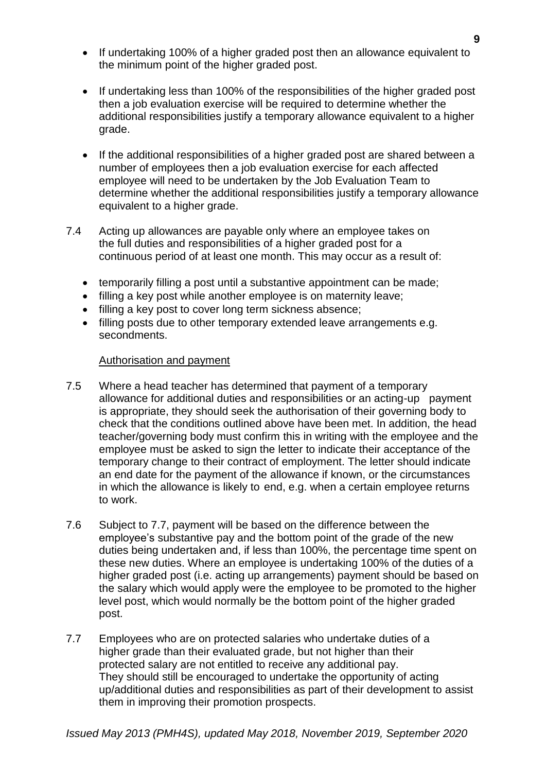- If undertaking 100% of a higher graded post then an allowance equivalent to the minimum point of the higher graded post.

- If undertaking less than 100% of the responsibilities of the higher graded post then a job evaluation exercise will be required to determine whether the additional responsibilities justify a temporary allowance equivalent to a higher grade.

- If the additional responsibilities of a higher graded post are shared between a number of employees then a job evaluation exercise for each affected employee will need to be undertaken by the Job Evaluation Team to determine whether the additional responsibilities justify a temporary allowance equivalent to a higher grade.

7.4 Acting up allowances are payable only where an employee takes on the full duties and responsibilities of a higher graded post for a continuous period of at least one month. This may occur as a result of:

- temporarily filling a post until a substantive appointment can be made;
- filling a key post while another employee is on maternity leave;
- filling a key post to cover long term sickness absence;
- filling posts due to other temporary extended leave arrangements e.g. secondments.

Authorisation and payment

7.5 Where a head teacher has determined that payment of a temporary allowance for additional duties and responsibilities or an acting-up payment is appropriate, they should seek the authorisation of their governing body to check that the conditions outlined above have been met. In addition, the head teacher/governing body must confirm this in writing with the employee and the employee must be asked to sign the letter to indicate their acceptance of the temporary change to their contract of employment. The letter should indicate an end date for the payment of the allowance if known, or the circumstances in which the allowance is likely to end, e.g. when a certain employee returns to work.

7.6 Subject to 7.7, payment will be based on the difference between the employee's substantive pay and the bottom point of the grade of the new duties being undertaken and, if less than 100%, the percentage time spent on these new duties. Where an employee is undertaking 100% of the duties of a higher graded post (i.e. acting up arrangements) payment should be based on the salary which would apply were the employee to be promoted to the higher level post, which would normally be the bottom point of the higher graded post.

7.7 Employees who are on protected salaries who undertake duties of a higher grade than their evaluated grade, but not higher than their protected salary are not entitled to receive any additional pay. They should still be encouraged to undertake the opportunity of acting up/additional duties and responsibilities as part of their development to assist them in improving their promotion prospects.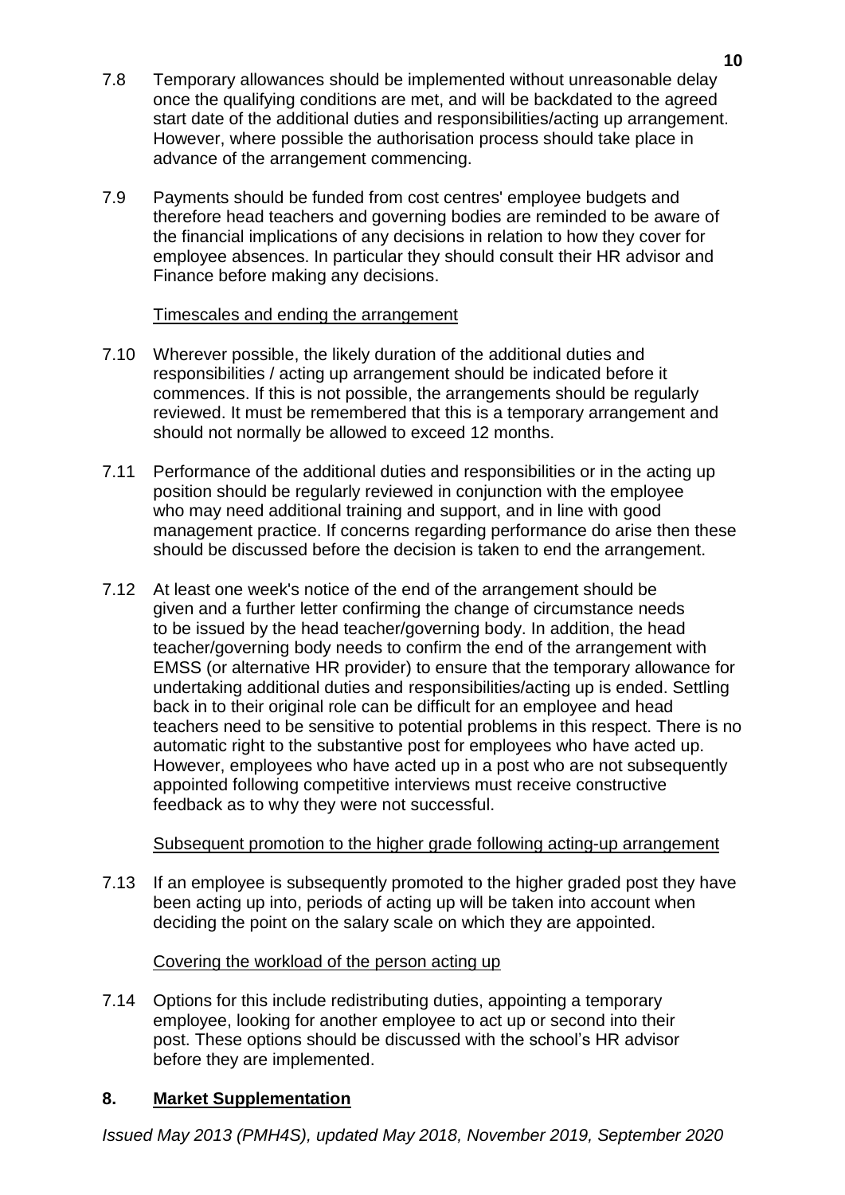7.8 Temporary allowances should be implemented without unreasonable delay once the qualifying conditions are met, and will be backdated to the agreed start date of the additional duties and responsibilities/acting up arrangement. However, where possible the authorisation process should take place in advance of the arrangement commencing.

7.9 Payments should be funded from cost centres' employee budgets and therefore head teachers and governing bodies are reminded to be aware of the financial implications of any decisions in relation to how they cover for employee absences. In particular they should consult their HR advisor and Finance before making any decisions.

<u>Timescales and ending the arrangement</u>

7.10 Wherever possible, the likely duration of the additional duties and responsibilities / acting up arrangement should be indicated before it commences. If this is not possible, the arrangements should be regularly reviewed. It must be remembered that this is a temporary arrangement and should not normally be allowed to exceed 12 months.

7.11 Performance of the additional duties and responsibilities or in the acting up position should be regularly reviewed in conjunction with the employee who may need additional training and support, and in line with good management practice. If concerns regarding performance do arise then these should be discussed before the decision is taken to end the arrangement.

7.12 At least one week's notice of the end of the arrangement should be given and a further letter confirming the change of circumstance needs to be issued by the head teacher/governing body. In addition, the head teacher/governing body needs to confirm the end of the arrangement with EMSS (or alternative HR provider) to ensure that the temporary allowance for undertaking additional duties and responsibilities/acting up is ended. Settling back in to their original role can be difficult for an employee and head teachers need to be sensitive to potential problems in this respect. There is no automatic right to the substantive post for employees who have acted up. However, employees who have acted up in a post who are not subsequently appointed following competitive interviews must receive constructive feedback as to why they were not successful.

<u>Subsequent promotion to the higher grade following acting-up arrangement</u>

7.13 If an employee is subsequently promoted to the higher graded post they have been acting up into, periods of acting up will be taken into account when deciding the point on the salary scale on which they are appointed.

<u>Covering the workload of the person acting up</u>

7.14 Options for this include redistributing duties, appointing a temporary employee, looking for another employee to act up or second into their post. These options should be discussed with the school's HR advisor before they are implemented.

## 8. Market Supplementation

*Issued May 2013 (PMH4S), updated May 2018, November 2019, September 2020*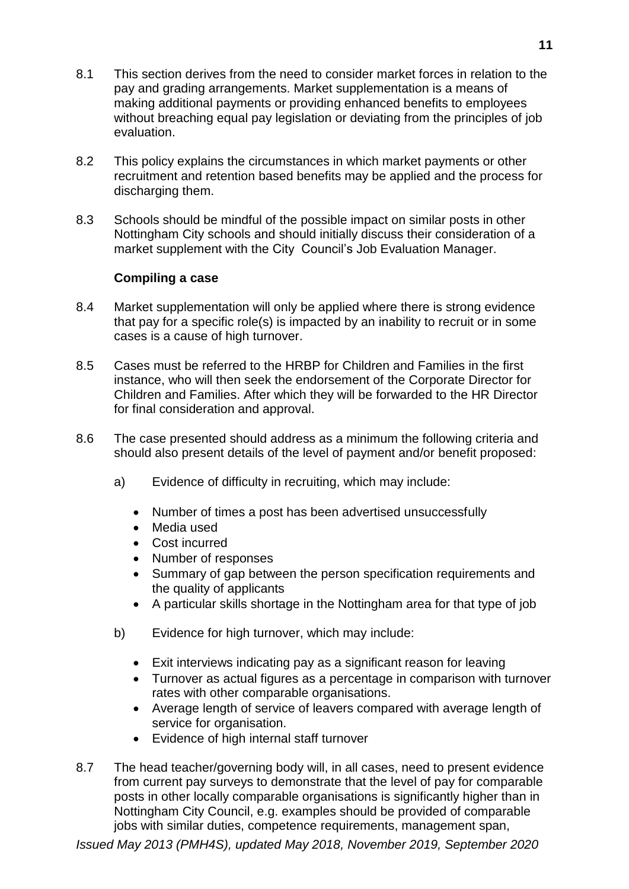8.1 This section derives from the need to consider market forces in relation to the pay and grading arrangements. Market supplementation is a means of making additional payments or providing enhanced benefits to employees without breaching equal pay legislation or deviating from the principles of job evaluation.

8.2 This policy explains the circumstances in which market payments or other recruitment and retention based benefits may be applied and the process for discharging them.

8.3 Schools should be mindful of the possible impact on similar posts in other Nottingham City schools and should initially discuss their consideration of a market supplement with the City Council's Job Evaluation Manager.

**Compiling a case**

8.4 Market supplementation will only be applied where there is strong evidence that pay for a specific role(s) is impacted by an inability to recruit or in some cases is a cause of high turnover.

8.5 Cases must be referred to the HRBP for Children and Families in the first instance, who will then seek the endorsement of the Corporate Director for Children and Families. After which they will be forwarded to the HR Director for final consideration and approval.

8.6 The case presented should address as a minimum the following criteria and should also present details of the level of payment and/or benefit proposed:

a) Evidence of difficulty in recruiting, which may include:

- Number of times a post has been advertised unsuccessfully
- Media used
- Cost incurred
- Number of responses
- Summary of gap between the person specification requirements and the quality of applicants
- A particular skills shortage in the Nottingham area for that type of job

b) Evidence for high turnover, which may include:

- Exit interviews indicating pay as a significant reason for leaving
- Turnover as actual figures as a percentage in comparison with turnover rates with other comparable organisations.
- Average length of service of leavers compared with average length of service for organisation.
- Evidence of high internal staff turnover

8.7 The head teacher/governing body will, in all cases, need to present evidence from current pay surveys to demonstrate that the level of pay for comparable posts in other locally comparable organisations is significantly higher than in Nottingham City Council, e.g. examples should be provided of comparable jobs with similar duties, competence requirements, management span,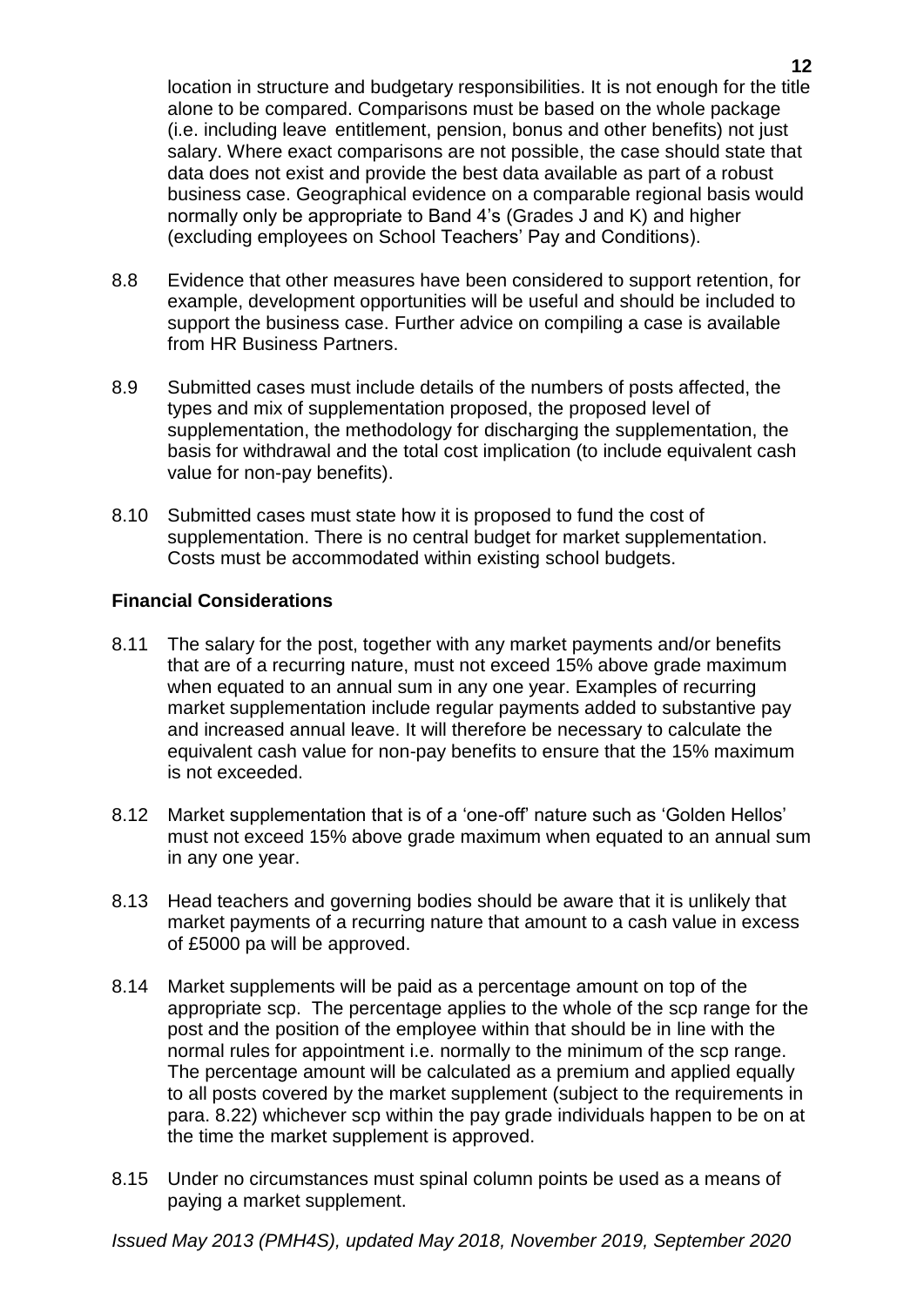location in structure and budgetary responsibilities. It is not enough for the title alone to be compared. Comparisons must be based on the whole package (i.e. including leave entitlement, pension, bonus and other benefits) not just salary. Where exact comparisons are not possible, the case should state that data does not exist and provide the best data available as part of a robust business case. Geographical evidence on a comparable regional basis would normally only be appropriate to Band 4's (Grades J and K) and higher (excluding employees on School Teachers' Pay and Conditions).

8.8 Evidence that other measures have been considered to support retention, for example, development opportunities will be useful and should be included to support the business case. Further advice on compiling a case is available from HR Business Partners.

8.9 Submitted cases must include details of the numbers of posts affected, the types and mix of supplementation proposed, the proposed level of supplementation, the methodology for discharging the supplementation, the basis for withdrawal and the total cost implication (to include equivalent cash value for non-pay benefits).

8.10 Submitted cases must state how it is proposed to fund the cost of supplementation. There is no central budget for market supplementation. Costs must be accommodated within existing school budgets.

**Financial Considerations**

8.11 The salary for the post, together with any market payments and/or benefits that are of a recurring nature, must not exceed 15% above grade maximum when equated to an annual sum in any one year. Examples of recurring market supplementation include regular payments added to substantive pay and increased annual leave. It will therefore be necessary to calculate the equivalent cash value for non-pay benefits to ensure that the 15% maximum is not exceeded.

8.12 Market supplementation that is of a 'one-off' nature such as 'Golden Hellos' must not exceed 15% above grade maximum when equated to an annual sum in any one year.

8.13 Head teachers and governing bodies should be aware that it is unlikely that market payments of a recurring nature that amount to a cash value in excess of £5000 pa will be approved.

8.14 Market supplements will be paid as a percentage amount on top of the appropriate scp. The percentage applies to the whole of the scp range for the post and the position of the employee within that should be in line with the normal rules for appointment i.e. normally to the minimum of the scp range. The percentage amount will be calculated as a premium and applied equally to all posts covered by the market supplement (subject to the requirements in para. 8.22) whichever scp within the pay grade individuals happen to be on at the time the market supplement is approved.

8.15 Under no circumstances must spinal column points be used as a means of paying a market supplement.

*Issued May 2013 (PMH4S), updated May 2018, November 2019, September 2020*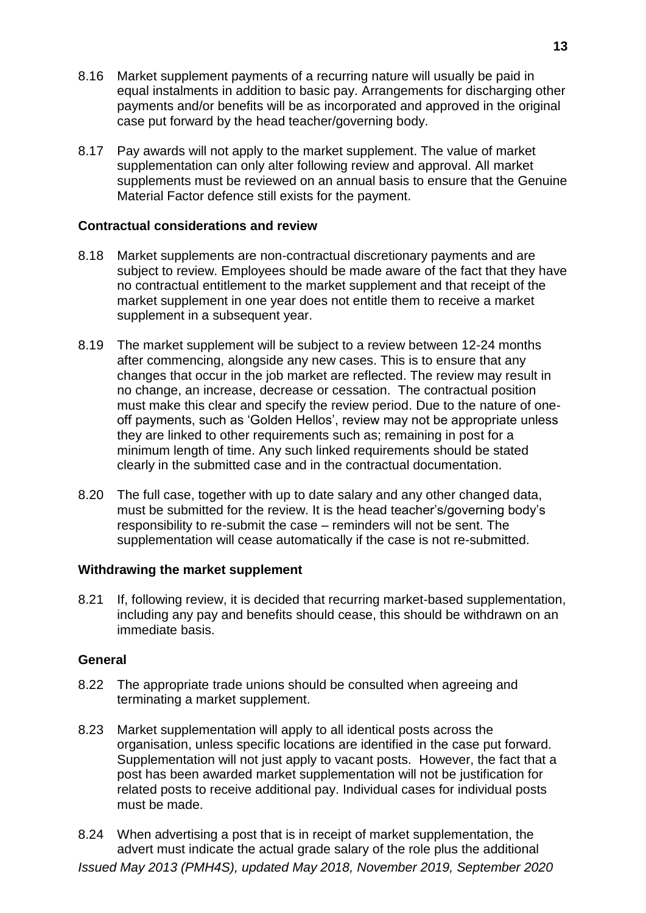8.16 Market supplement payments of a recurring nature will usually be paid in equal instalments in addition to basic pay. Arrangements for discharging other payments and/or benefits will be as incorporated and approved in the original case put forward by the head teacher/governing body.

8.17 Pay awards will not apply to the market supplement. The value of market supplementation can only alter following review and approval. All market supplements must be reviewed on an annual basis to ensure that the Genuine Material Factor defence still exists for the payment.

**Contractual considerations and review**

8.18 Market supplements are non-contractual discretionary payments and are subject to review. Employees should be made aware of the fact that they have no contractual entitlement to the market supplement and that receipt of the market supplement in one year does not entitle them to receive a market supplement in a subsequent year.

8.19 The market supplement will be subject to a review between 12-24 months after commencing, alongside any new cases. This is to ensure that any changes that occur in the job market are reflected. The review may result in no change, an increase, decrease or cessation. The contractual position must make this clear and specify the review period. Due to the nature of one-off payments, such as 'Golden Hellos', review may not be appropriate unless they are linked to other requirements such as; remaining in post for a minimum length of time. Any such linked requirements should be stated clearly in the submitted case and in the contractual documentation.

8.20 The full case, together with up to date salary and any other changed data, must be submitted for the review. It is the head teacher's/governing body's responsibility to re-submit the case – reminders will not be sent. The supplementation will cease automatically if the case is not re-submitted.

**Withdrawing the market supplement**

8.21 If, following review, it is decided that recurring market-based supplementation, including any pay and benefits should cease, this should be withdrawn on an immediate basis.

**General**

8.22 The appropriate trade unions should be consulted when agreeing and terminating a market supplement.

8.23 Market supplementation will apply to all identical posts across the organisation, unless specific locations are identified in the case put forward. Supplementation will not just apply to vacant posts. However, the fact that a post has been awarded market supplementation will not be justification for related posts to receive additional pay. Individual cases for individual posts must be made.

8.24 When advertising a post that is in receipt of market supplementation, the advert must indicate the actual grade salary of the role plus the additional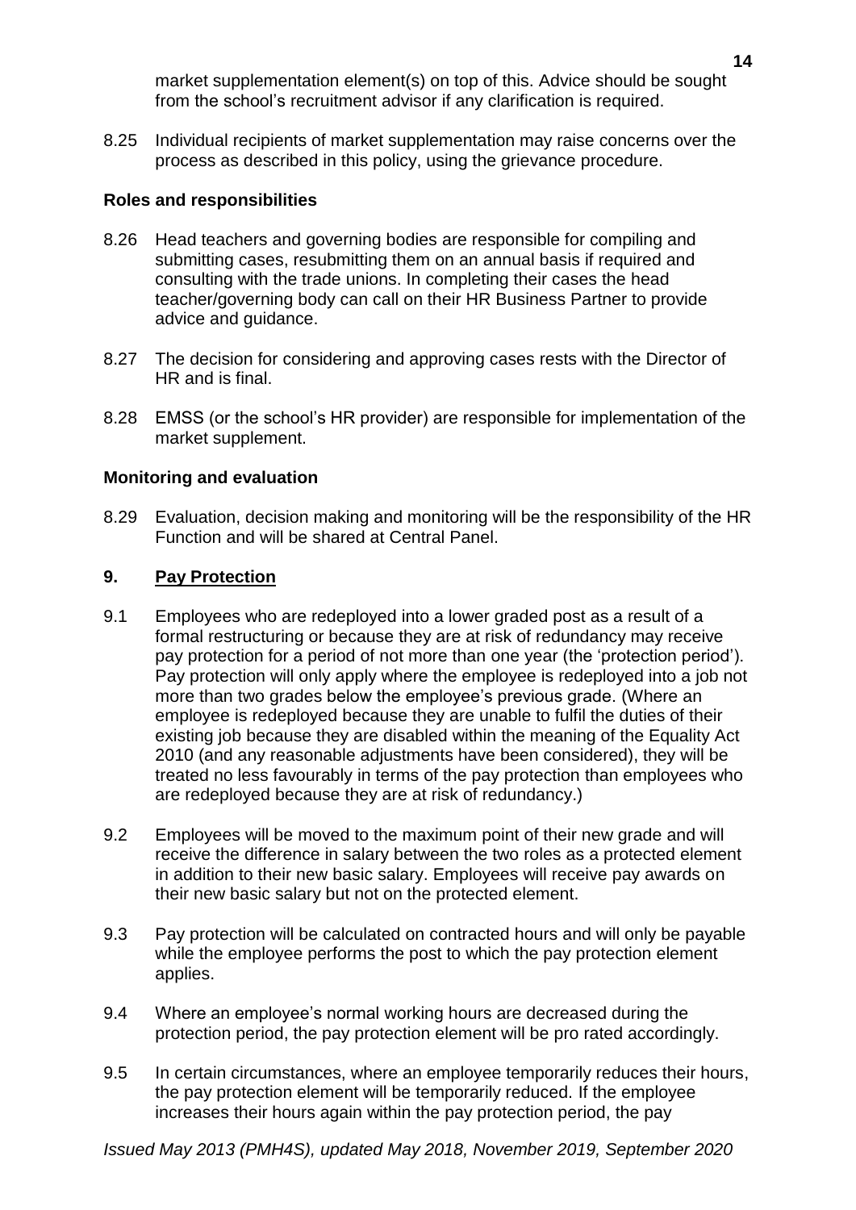market supplementation element(s) on top of this. Advice should be sought from the school's recruitment advisor if any clarification is required.

8.25 Individual recipients of market supplementation may raise concerns over the process as described in this policy, using the grievance procedure.

**Roles and responsibilities**

8.26 Head teachers and governing bodies are responsible for compiling and submitting cases, resubmitting them on an annual basis if required and consulting with the trade unions. In completing their cases the head teacher/governing body can call on their HR Business Partner to provide advice and guidance.

8.27 The decision for considering and approving cases rests with the Director of HR and is final.

8.28 EMSS (or the school's HR provider) are responsible for implementation of the market supplement.

**Monitoring and evaluation**

8.29 Evaluation, decision making and monitoring will be the responsibility of the HR Function and will be shared at Central Panel.

## 9. Pay Protection

9.1 Employees who are redeployed into a lower graded post as a result of a formal restructuring or because they are at risk of redundancy may receive pay protection for a period of not more than one year (the 'protection period'). Pay protection will only apply where the employee is redeployed into a job not more than two grades below the employee's previous grade. (Where an employee is redeployed because they are unable to fulfil the duties of their existing job because they are disabled within the meaning of the Equality Act 2010 (and any reasonable adjustments have been considered), they will be treated no less favourably in terms of the pay protection than employees who are redeployed because they are at risk of redundancy.)

9.2 Employees will be moved to the maximum point of their new grade and will receive the difference in salary between the two roles as a protected element in addition to their new basic salary. Employees will receive pay awards on their new basic salary but not on the protected element.

9.3 Pay protection will be calculated on contracted hours and will only be payable while the employee performs the post to which the pay protection element applies.

9.4 Where an employee's normal working hours are decreased during the protection period, the pay protection element will be pro rated accordingly.

9.5 In certain circumstances, where an employee temporarily reduces their hours, the pay protection element will be temporarily reduced. If the employee increases their hours again within the pay protection period, the pay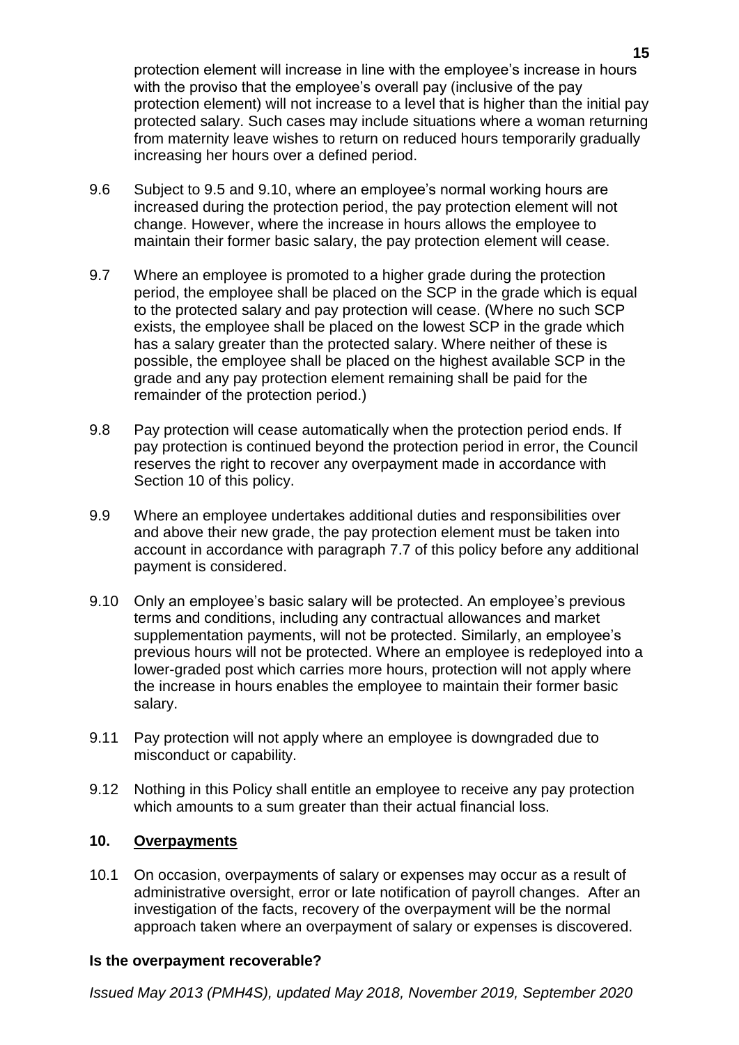protection element will increase in line with the employee's increase in hours with the proviso that the employee's overall pay (inclusive of the pay protection element) will not increase to a level that is higher than the initial pay protected salary. Such cases may include situations where a woman returning from maternity leave wishes to return on reduced hours temporarily gradually increasing her hours over a defined period.

9.6 Subject to 9.5 and 9.10, where an employee's normal working hours are increased during the protection period, the pay protection element will not change. However, where the increase in hours allows the employee to maintain their former basic salary, the pay protection element will cease.

9.7 Where an employee is promoted to a higher grade during the protection period, the employee shall be placed on the SCP in the grade which is equal to the protected salary and pay protection will cease. (Where no such SCP exists, the employee shall be placed on the lowest SCP in the grade which has a salary greater than the protected salary. Where neither of these is possible, the employee shall be placed on the highest available SCP in the grade and any pay protection element remaining shall be paid for the remainder of the protection period.)

9.8 Pay protection will cease automatically when the protection period ends. If pay protection is continued beyond the protection period in error, the Council reserves the right to recover any overpayment made in accordance with Section 10 of this policy.

9.9 Where an employee undertakes additional duties and responsibilities over and above their new grade, the pay protection element must be taken into account in accordance with paragraph 7.7 of this policy before any additional payment is considered.

9.10 Only an employee's basic salary will be protected. An employee's previous terms and conditions, including any contractual allowances and market supplementation payments, will not be protected. Similarly, an employee's previous hours will not be protected. Where an employee is redeployed into a lower-graded post which carries more hours, protection will not apply where the increase in hours enables the employee to maintain their former basic salary.

9.11 Pay protection will not apply where an employee is downgraded due to misconduct or capability.

9.12 Nothing in this Policy shall entitle an employee to receive any pay protection which amounts to a sum greater than their actual financial loss.

## 10. Overpayments

10.1 On occasion, overpayments of salary or expenses may occur as a result of administrative oversight, error or late notification of payroll changes. After an investigation of the facts, recovery of the overpayment will be the normal approach taken where an overpayment of salary or expenses is discovered.

**Is the overpayment recoverable?**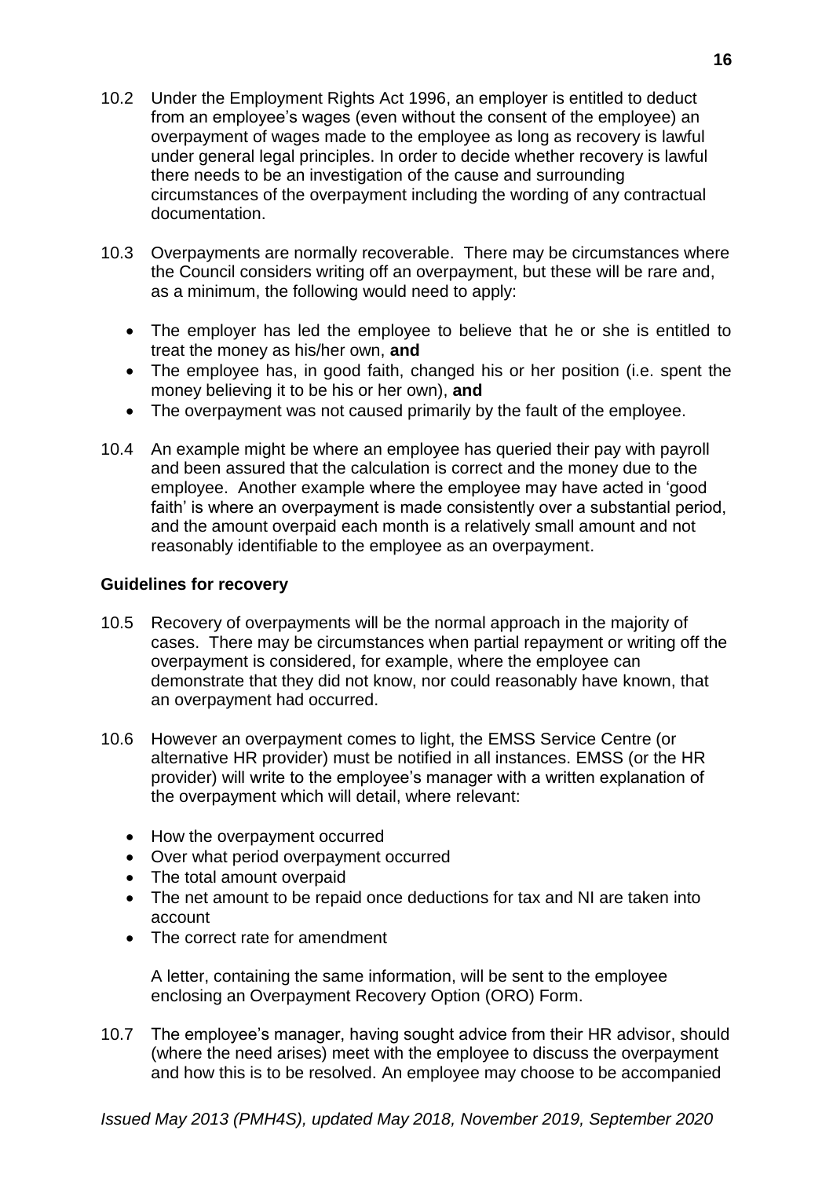10.2 Under the Employment Rights Act 1996, an employer is entitled to deduct from an employee's wages (even without the consent of the employee) an overpayment of wages made to the employee as long as recovery is lawful under general legal principles. In order to decide whether recovery is lawful there needs to be an investigation of the cause and surrounding circumstances of the overpayment including the wording of any contractual documentation.

10.3 Overpayments are normally recoverable. There may be circumstances where the Council considers writing off an overpayment, but these will be rare and, as a minimum, the following would need to apply:

- The employer has led the employee to believe that he or she is entitled to treat the money as his/her own, **and**
- The employee has, in good faith, changed his or her position (i.e. spent the money believing it to be his or her own), **and**
- The overpayment was not caused primarily by the fault of the employee.

10.4 An example might be where an employee has queried their pay with payroll and been assured that the calculation is correct and the money due to the employee. Another example where the employee may have acted in 'good faith' is where an overpayment is made consistently over a substantial period, and the amount overpaid each month is a relatively small amount and not reasonably identifiable to the employee as an overpayment.

**Guidelines for recovery**

10.5 Recovery of overpayments will be the normal approach in the majority of cases. There may be circumstances when partial repayment or writing off the overpayment is considered, for example, where the employee can demonstrate that they did not know, nor could reasonably have known, that an overpayment had occurred.

10.6 However an overpayment comes to light, the EMSS Service Centre (or alternative HR provider) must be notified in all instances. EMSS (or the HR provider) will write to the employee's manager with a written explanation of the overpayment which will detail, where relevant:

- How the overpayment occurred
- Over what period overpayment occurred
- The total amount overpaid
- The net amount to be repaid once deductions for tax and NI are taken into account
- The correct rate for amendment

A letter, containing the same information, will be sent to the employee enclosing an Overpayment Recovery Option (ORO) Form.

10.7 The employee's manager, having sought advice from their HR advisor, should (where the need arises) meet with the employee to discuss the overpayment and how this is to be resolved. An employee may choose to be accompanied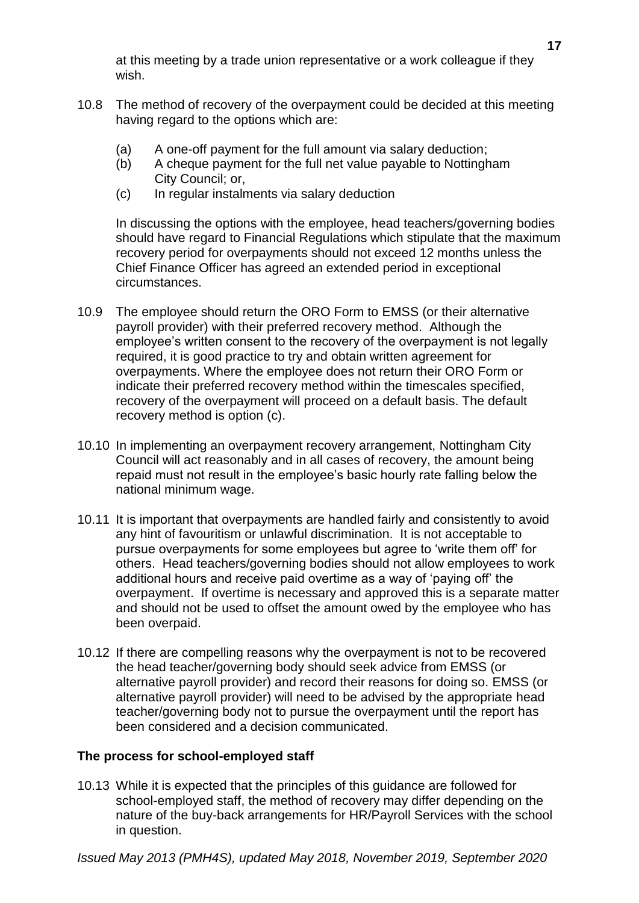at this meeting by a trade union representative or a work colleague if they wish.

10.8 The method of recovery of the overpayment could be decided at this meeting having regard to the options which are:

(a) A one-off payment for the full amount via salary deduction;
(b) A cheque payment for the full net value payable to Nottingham City Council; or,
(c) In regular instalments via salary deduction

In discussing the options with the employee, head teachers/governing bodies should have regard to Financial Regulations which stipulate that the maximum recovery period for overpayments should not exceed 12 months unless the Chief Finance Officer has agreed an extended period in exceptional circumstances.

10.9 The employee should return the ORO Form to EMSS (or their alternative payroll provider) with their preferred recovery method. Although the employee's written consent to the recovery of the overpayment is not legally required, it is good practice to try and obtain written agreement for overpayments. Where the employee does not return their ORO Form or indicate their preferred recovery method within the timescales specified, recovery of the overpayment will proceed on a default basis. The default recovery method is option (c).

10.10 In implementing an overpayment recovery arrangement, Nottingham City Council will act reasonably and in all cases of recovery, the amount being repaid must not result in the employee's basic hourly rate falling below the national minimum wage.

10.11 It is important that overpayments are handled fairly and consistently to avoid any hint of favouritism or unlawful discrimination. It is not acceptable to pursue overpayments for some employees but agree to 'write them off' for others. Head teachers/governing bodies should not allow employees to work additional hours and receive paid overtime as a way of 'paying off' the overpayment. If overtime is necessary and approved this is a separate matter and should not be used to offset the amount owed by the employee who has been overpaid.

10.12 If there are compelling reasons why the overpayment is not to be recovered the head teacher/governing body should seek advice from EMSS (or alternative payroll provider) and record their reasons for doing so. EMSS (or alternative payroll provider) will need to be advised by the appropriate head teacher/governing body not to pursue the overpayment until the report has been considered and a decision communicated.

**The process for school-employed staff**

10.13 While it is expected that the principles of this guidance are followed for school-employed staff, the method of recovery may differ depending on the nature of the buy-back arrangements for HR/Payroll Services with the school in question.

*Issued May 2013 (PMH4S), updated May 2018, November 2019, September 2020*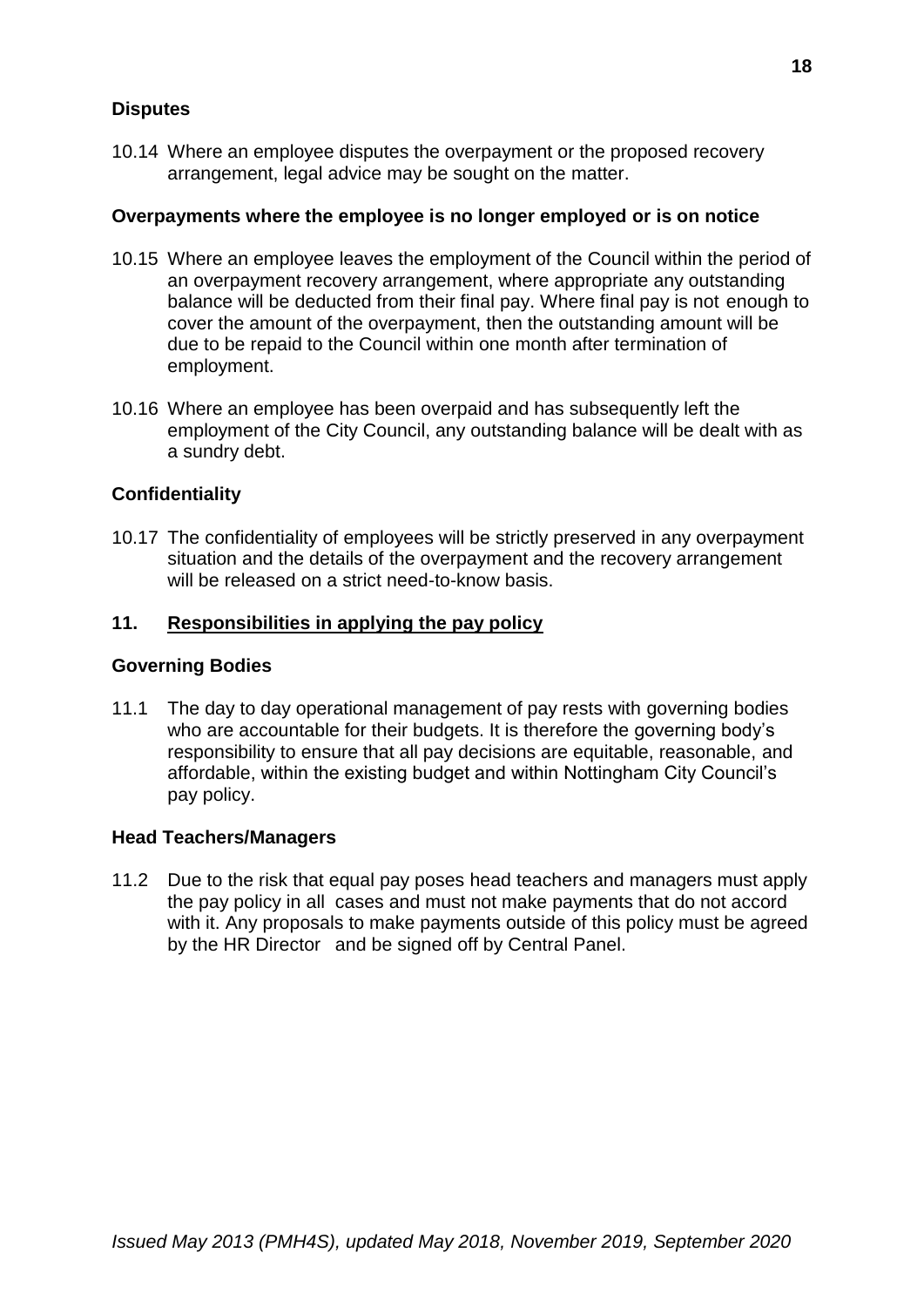**Disputes**

10.14 Where an employee disputes the overpayment or the proposed recovery arrangement, legal advice may be sought on the matter.

**Overpayments where the employee is no longer employed or is on notice**

10.15 Where an employee leaves the employment of the Council within the period of an overpayment recovery arrangement, where appropriate any outstanding balance will be deducted from their final pay. Where final pay is not enough to cover the amount of the overpayment, then the outstanding amount will be due to be repaid to the Council within one month after termination of employment.

10.16 Where an employee has been overpaid and has subsequently left the employment of the City Council, any outstanding balance will be dealt with as a sundry debt.

**Confidentiality**

10.17 The confidentiality of employees will be strictly preserved in any overpayment situation and the details of the overpayment and the recovery arrangement will be released on a strict need-to-know basis.

## 11. Responsibilities in applying the pay policy

**Governing Bodies**

11.1 The day to day operational management of pay rests with governing bodies who are accountable for their budgets. It is therefore the governing body's responsibility to ensure that all pay decisions are equitable, reasonable, and affordable, within the existing budget and within Nottingham City Council's pay policy.

**Head Teachers/Managers**

11.2 Due to the risk that equal pay poses head teachers and managers must apply the pay policy in all cases and must not make payments that do not accord with it. Any proposals to make payments outside of this policy must be agreed by the HR Director and be signed off by Central Panel.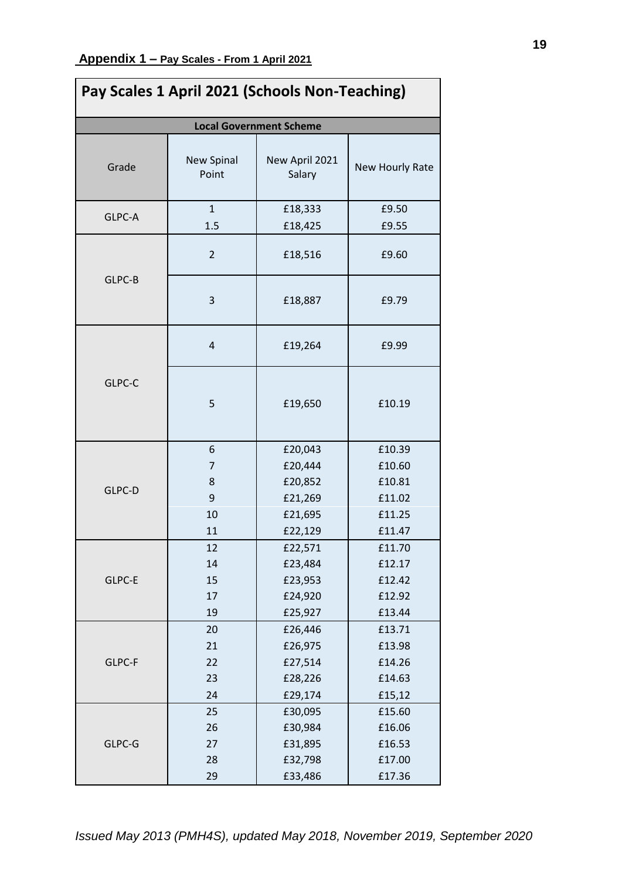**Appendix 1 – Pay Scales - From 1 April 2021**

| Pay Scales 1 April 2021 (Schools Non-Teaching) | | | |
|---|---|---|---|
| **Local Government Scheme** | | | |
| Grade | New Spinal Point | New April 2021 Salary | New Hourly Rate |
| GLPC-A | 1 | £18,333 | £9.50 |
| | 1.5 | £18,425 | £9.55 |
| GLPC-B | 2 | £18,516 | £9.60 |
| | 3 | £18,887 | £9.79 |
| GLPC-C | 4 | £19,264 | £9.99 |
| | 5 | £19,650 | £10.19 |
| GLPC-D | 6 | £20,043 | £10.39 |
| | 7 | £20,444 | £10.60 |
| | 8 | £20,852 | £10.81 |
| | 9 | £21,269 | £11.02 |
| | 10 | £21,695 | £11.25 |
| | 11 | £22,129 | £11.47 |
| GLPC-E | 12 | £22,571 | £11.70 |
| | 14 | £23,484 | £12.17 |
| | 15 | £23,953 | £12.42 |
| | 17 | £24,920 | £12.92 |
| | 19 | £25,927 | £13.44 |
| GLPC-F | 20 | £26,446 | £13.71 |
| | 21 | £26,975 | £13.98 |
| | 22 | £27,514 | £14.26 |
| | 23 | £28,226 | £14.63 |
| | 24 | £29,174 | £15,12 |
| GLPC-G | 25 | £30,095 | £15.60 |
| | 26 | £30,984 | £16.06 |
| | 27 | £31,895 | £16.53 |
| | 28 | £32,798 | £17.00 |
| | 29 | £33,486 | £17.36 |

*Issued May 2013 (PMH4S), updated May 2018, November 2019, September 2020*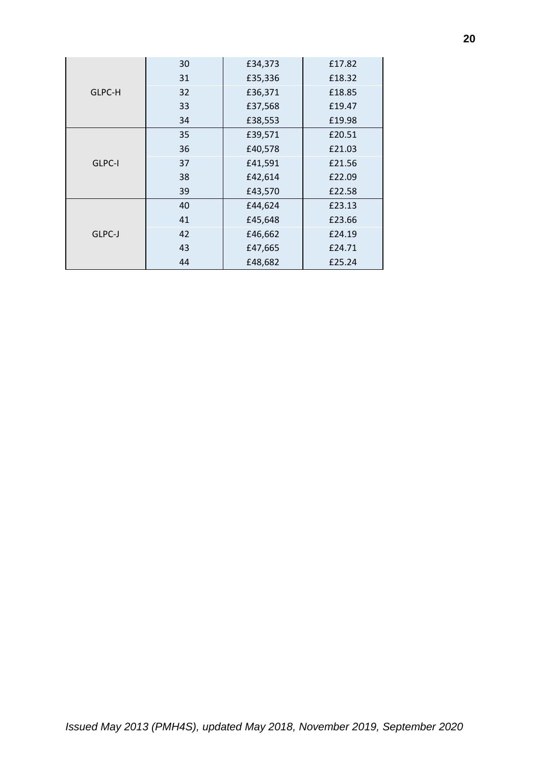| | | | |
|---|---|---|---|
| GLPC-H | 30 | £34,373 | £17.82 |
| | 31 | £35,336 | £18.32 |
| | 32 | £36,371 | £18.85 |
| | 33 | £37,568 | £19.47 |
| | 34 | £38,553 | £19.98 |
| GLPC-I | 35 | £39,571 | £20.51 |
| | 36 | £40,578 | £21.03 |
| | 37 | £41,591 | £21.56 |
| | 38 | £42,614 | £22.09 |
| | 39 | £43,570 | £22.58 |
| GLPC-J | 40 | £44,624 | £23.13 |
| | 41 | £45,648 | £23.66 |
| | 42 | £46,662 | £24.19 |
| | 43 | £47,665 | £24.71 |
| | 44 | £48,682 | £25.24 |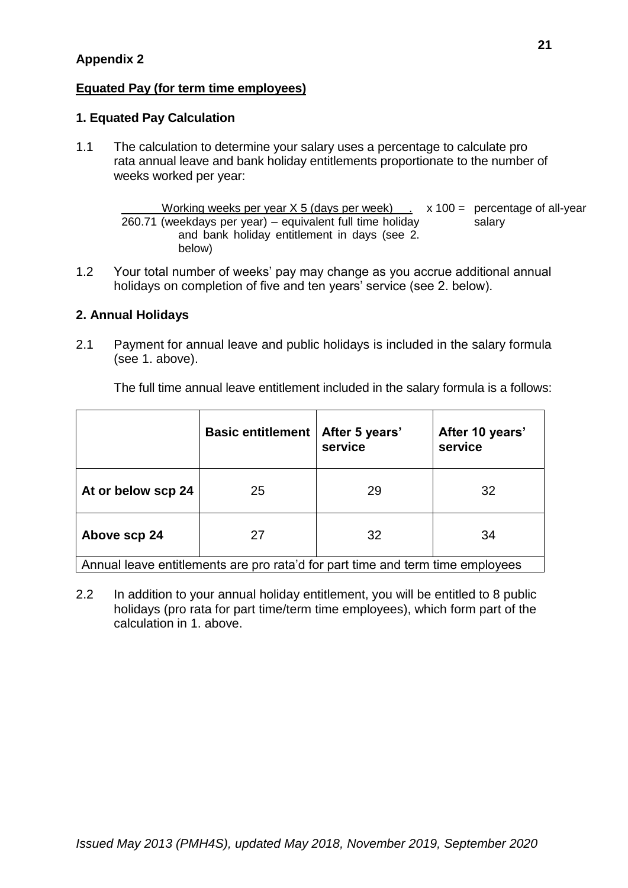## Appendix 2

**Equated Pay (for term time employees)**

### 1. Equated Pay Calculation

1.1 The calculation to determine your salary uses a percentage to calculate pro rata annual leave and bank holiday entitlements proportionate to the number of weeks worked per year:

$$\frac{\text{Working weeks per year} \times 5 \text{ (days per week)}}{260.71 \text{ (weekdays per year) – equivalent full time holiday and bank holiday entitlement in days (see 2. below)}} \times 100 = \text{percentage of all-year salary}$$

1.2 Your total number of weeks' pay may change as you accrue additional annual holidays on completion of five and ten years' service (see 2. below).

### 2. Annual Holidays

2.1 Payment for annual leave and public holidays is included in the salary formula (see 1. above).

The full time annual leave entitlement included in the salary formula is a follows:

| | Basic entitlement | After 5 years' service | After 10 years' service |
|---|---|---|---|
| **At or below scp 24** | 25 | 29 | 32 |
| **Above scp 24** | 27 | 32 | 34 |
| Annual leave entitlements are pro rata'd for part time and term time employees | | | |

2.2 In addition to your annual holiday entitlement, you will be entitled to 8 public holidays (pro rata for part time/term time employees), which form part of the calculation in 1. above.

*Issued May 2013 (PMH4S), updated May 2018, November 2019, September 2020*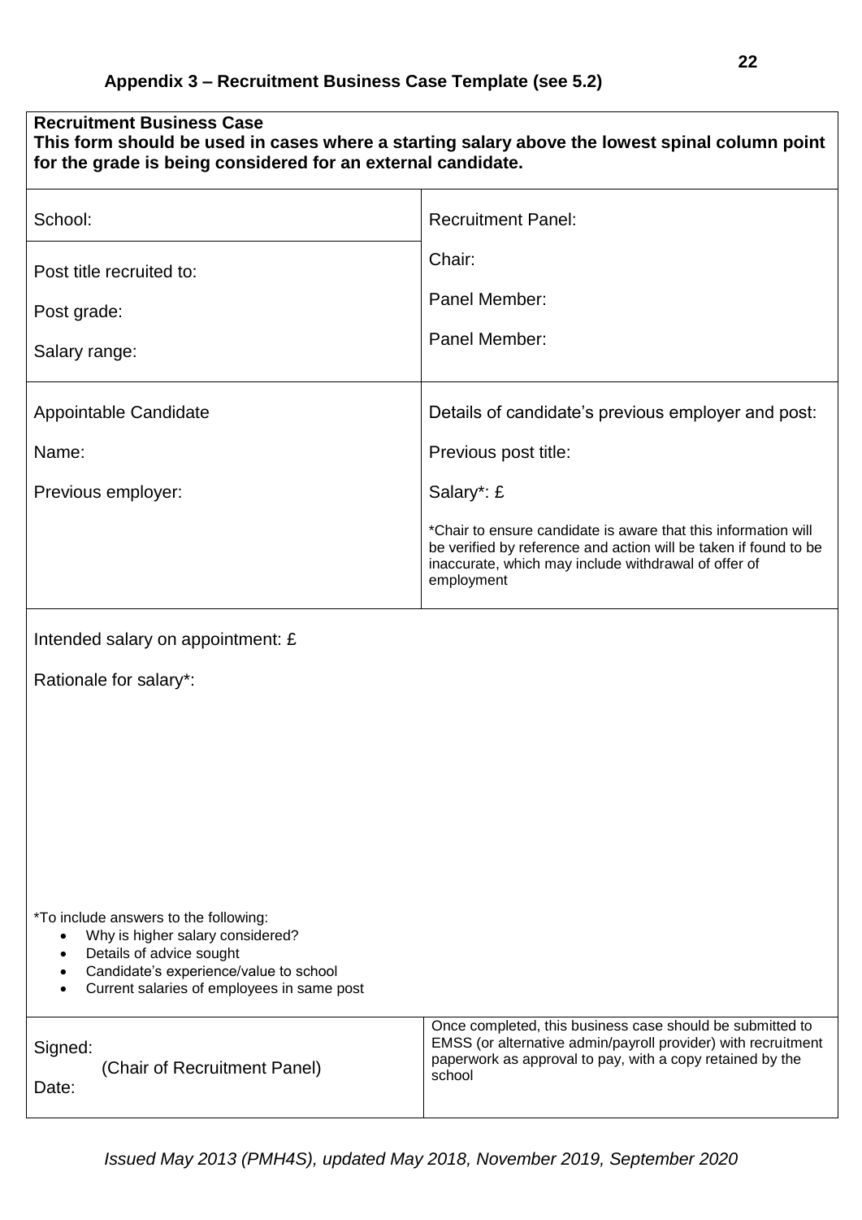## Appendix 3 – Recruitment Business Case Template (see 5.2)

**Recruitment Business Case**
**This form should be used in cases where a starting salary above the lowest spinal column point for the grade is being considered for an external candidate.**

| | |
|---|---|
| School: | Recruitment Panel: |
| Post title recruited to:<br><br>Post grade:<br><br>Salary range: | Chair:<br><br>Panel Member:<br><br>Panel Member: |
| Appointable Candidate<br><br>Name:<br><br>Previous employer: | Details of candidate's previous employer and post:<br><br>Previous post title:<br><br>Salary*: £<br><br>*Chair to ensure candidate is aware that this information will be verified by reference and action will be taken if found to be inaccurate, which may include withdrawal of offer of employment |

Intended salary on appointment: £

Rationale for salary*:

*To include answers to the following:

- Why is higher salary considered?
- Details of advice sought
- Candidate's experience/value to school
- Current salaries of employees in same post

| | |
|---|---|
| Signed:<br>(Chair of Recruitment Panel)<br>Date: | Once completed, this business case should be submitted to EMSS (or alternative admin/payroll provider) with recruitment paperwork as approval to pay, with a copy retained by the school |

*Issued May 2013 (PMH4S), updated May 2018, November 2019, September 2020*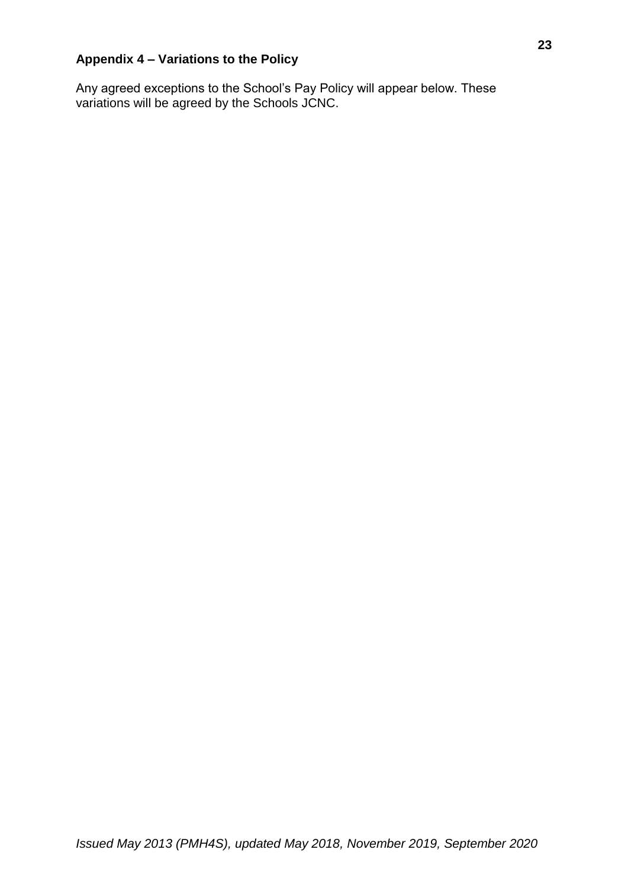## Appendix 4 – Variations to the Policy

Any agreed exceptions to the School's Pay Policy will appear below. These variations will be agreed by the Schools JCNC.